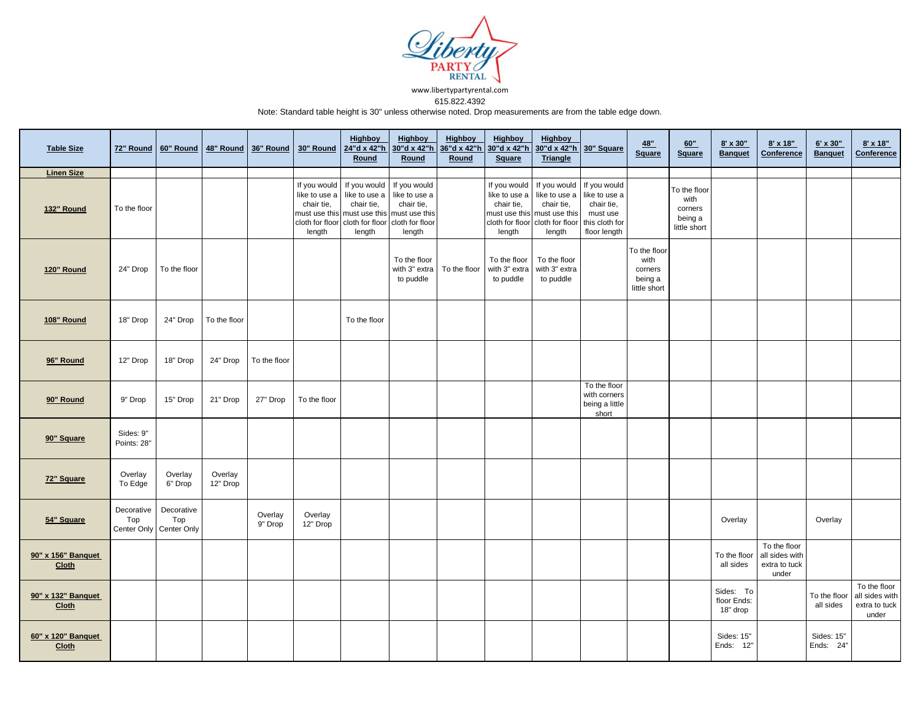**Liberty PARTY RENTAL**

www.libertypartyrental.com

615.822.4392

Note: Standard table height is 30" unless otherwise noted. Drop measurements are from the table edge down.

| Table Size | 72" Round | 60" Round | 48" Round | 36" Round | 30" Round | Highboy 24"d x 42"h Round | Highboy 30"d x 42"h Round | Highboy 36"d x 42"h Round | Highboy 30"d x 42"h Square | Highboy 30"d x 42"h Triangle | 30" Square | 48" Square | 60" Square | 8' x 30" Banquet | 8' x 18" Conference | 6' x 30" Banquet | 8' x 18" Conference |
|---|---|---|---|---|---|---|---|---|---|---|---|---|---|---|---|---|---|
| **Linen Size** | | | | | | | | | | | | | | | | | |
| **132" Round** | To the floor | | | | If you would like to use a chair tie, must use this cloth for floor length | If you would like to use a chair tie, must use this cloth for floor length | If you would like to use a chair tie, must use this cloth for floor length | | If you would like to use a chair tie, must use this cloth for floor length | If you would like to use a chair tie, must use this cloth for floor length | If you would like to use a chair tie, must use this cloth for floor length | | To the floor with corners being a little short | | | | |
| **120" Round** | 24" Drop | To the floor | | | | | To the floor with 3" extra to puddle | To the floor | To the floor with 3" extra to puddle | To the floor with 3" extra to puddle | | To the floor with corners being a little short | | | | | |
| **108" Round** | 18" Drop | 24" Drop | To the floor | | | To the floor | | | | | | | | | | | |
| **96" Round** | 12" Drop | 18" Drop | 24" Drop | To the floor | | | | | | | | | | | | | |
| **90" Round** | 9" Drop | 15" Drop | 21" Drop | 27" Drop | To the floor | | | | | | To the floor with corners being a little short | | | | | | |
| **90" Square** | Sides: 9" Points: 28" | | | | | | | | | | | | | | | | |
| **72" Square** | Overlay To Edge | Overlay 6" Drop | Overlay 12" Drop | | | | | | | | | | | | | | |
| **54" Square** | Decorative Top Center Only | Decorative Top Center Only | | Overlay 9" Drop | Overlay 12" Drop | | | | | | | | | Overlay | | Overlay | |
| **90" x 156" Banquet Cloth** | | | | | | | | | | | | | | To the floor all sides | To the floor all sides with extra to tuck under | | |
| **90" x 132" Banquet Cloth** | | | | | | | | | | | | | | Sides: To floor Ends: 18" drop | | To the floor all sides | To the floor all sides with extra to tuck under |
| **60" x 120" Banquet Cloth** | | | | | | | | | | | | | | Sides: 15" Ends: 12" | | Sides: 15" Ends: 24" | |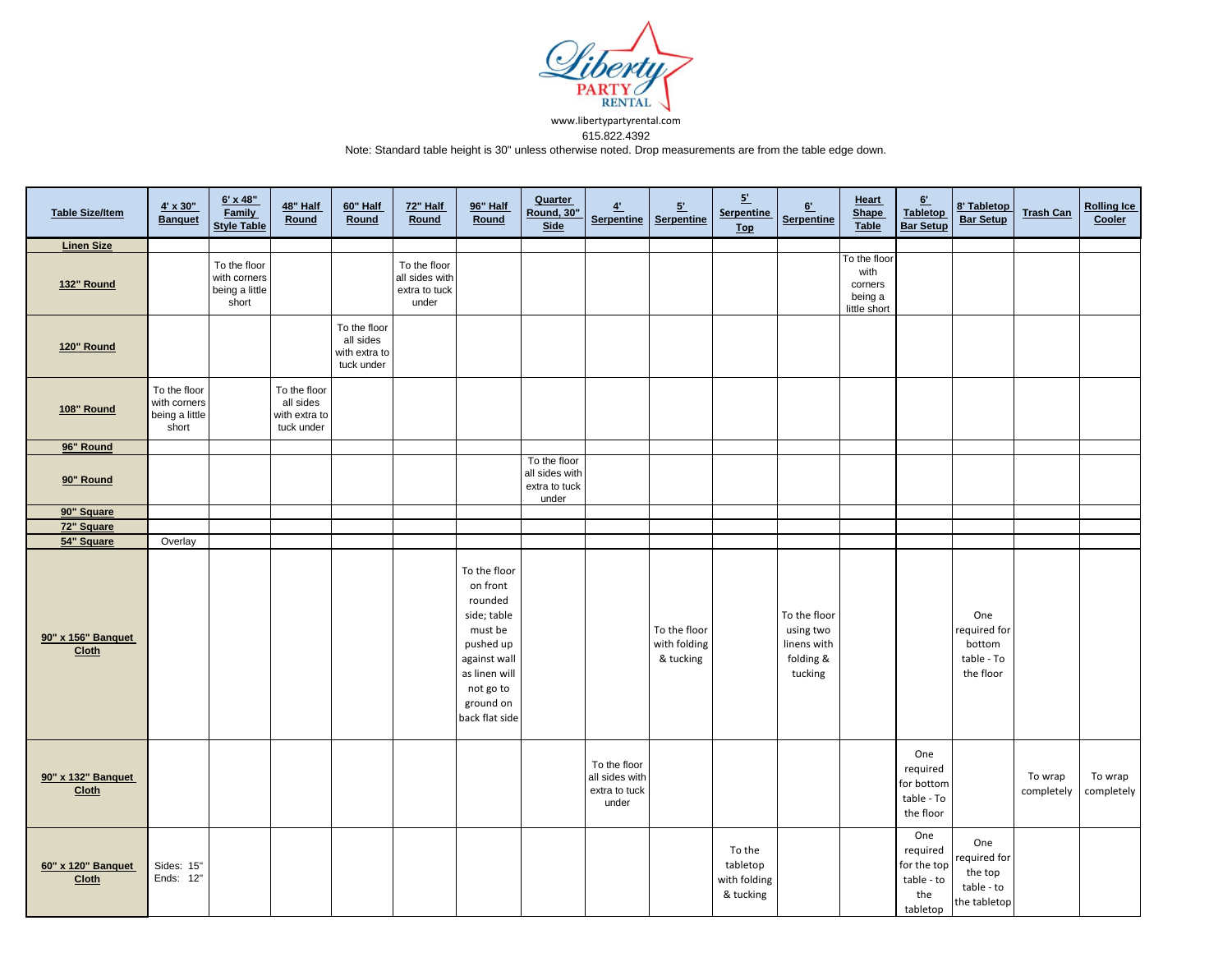www.libertypartyrental.com

615.822.4392

Note: Standard table height is 30" unless otherwise noted. Drop measurements are from the table edge down.

| Table Size/Item | 4' x 30" Banquet | 6' x 48" Family Style Table | 48" Half Round | 60" Half Round | 72" Half Round | 96" Half Round | Quarter Round, 30" Side | 4' Serpentine | 5' Serpentine | 5' Serpentine Top | 6' Serpentine | Heart Shape Table | 6' Tabletop Bar Setup | 8' Tabletop Bar Setup | Trash Can | Rolling Ice Cooler |
|---|---|---|---|---|---|---|---|---|---|---|---|---|---|---|---|---|
| Linen Size | | | | | | | | | | | | | | | | |
| 132" Round | | To the floor with corners being a little short | | | To the floor all sides with extra to tuck under | | | | | | | To the floor with corners being a little short | | | | |
| 120" Round | | | | To the floor all sides with extra to tuck under | | | | | | | | | | | | |
| 108" Round | To the floor with corners being a little short | | To the floor all sides with extra to tuck under | | | | | | | | | | | | | |
| 96" Round | | | | | | | | | | | | | | | | |
| 90" Round | | | | | | | To the floor all sides with extra to tuck under | | | | | | | | | |
| 90" Square | | | | | | | | | | | | | | | | |
| 72" Square | | | | | | | | | | | | | | | | |
| 54" Square | Overlay | | | | | | | | | | | | | | | |
| 90" x 156" Banquet Cloth | | | | | | To the floor on front rounded side; table must be pushed up against wall as linen will not go to ground on back flat side | | | To the floor with folding & tucking | | To the floor using two linens with folding & tucking | | | One required for bottom table - To the floor | | |
| 90" x 132" Banquet Cloth | | | | | | | | To the floor all sides with extra to tuck under | | | | | One required for bottom table - To the floor | | To wrap completely | To wrap completely |
| 60" x 120" Banquet Cloth | Sides: 15" Ends: 12" | | | | | | | | | To the tabletop with folding & tucking | | | One required for the top table - to the tabletop | One required for the top table - to the tabletop | | |